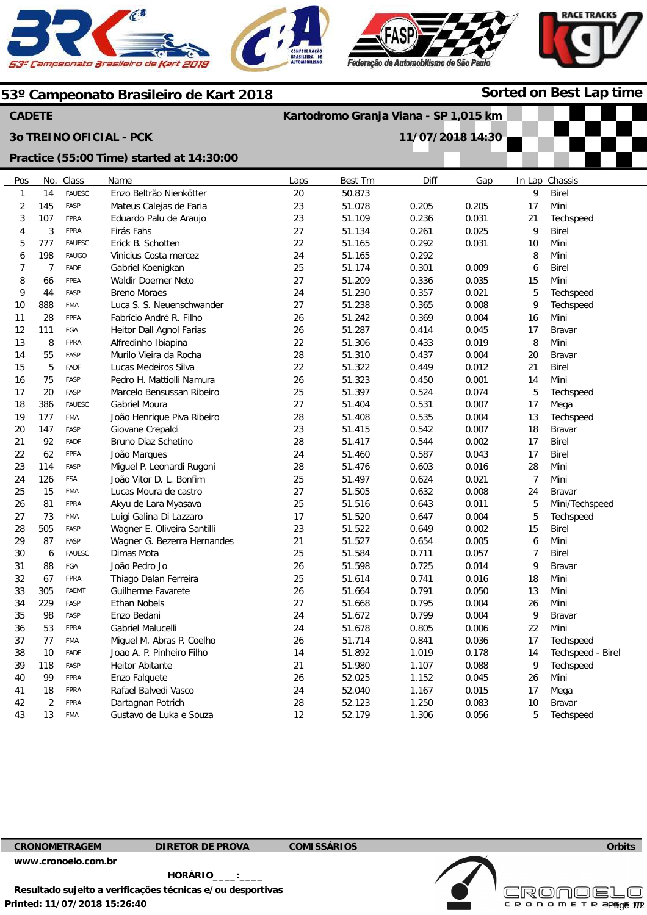## 53º Campeonato Brasileiro de Kart 2018

**Sorted on Best Lap time**

**CADETE** — **Kartodromo Granja Viana - SP 1,015 km**

**3o TREINO OFICIAL - PCK** — **11/07/2018 14:30**

**Practice (55:00 Time) started at 14:30:00**

| Pos | No. | Class | Name | Laps | Best Tm | Diff | Gap | In Lap | Chassis |
|---|---|---|---|---|---|---|---|---|---|
| 1 | 14 | FAUESC | Enzo Beltrão Nienkötter | 20 | 50.873 | | | 9 | Birel |
| 2 | 145 | FASP | Mateus Calejas de Faria | 23 | 51.078 | 0.205 | 0.205 | 17 | Mini |
| 3 | 107 | FPRA | Eduardo Palu de Araujo | 23 | 51.109 | 0.236 | 0.031 | 21 | Techspeed |
| 4 | 3 | FPRA | Firás Fahs | 27 | 51.134 | 0.261 | 0.025 | 9 | Birel |
| 5 | 777 | FAUESC | Erick B. Schotten | 22 | 51.165 | 0.292 | 0.031 | 10 | Mini |
| 6 | 198 | FAUGO | Vinicius Costa mercez | 24 | 51.165 | 0.292 | | 8 | Mini |
| 7 | 7 | FADF | Gabriel Koenigkan | 25 | 51.174 | 0.301 | 0.009 | 6 | Birel |
| 8 | 66 | FPEA | Waldir Doerner Neto | 27 | 51.209 | 0.336 | 0.035 | 15 | Mini |
| 9 | 44 | FASP | Breno Moraes | 24 | 51.230 | 0.357 | 0.021 | 5 | Techspeed |
| 10 | 888 | FMA | Luca S. S. Neuenschwander | 27 | 51.238 | 0.365 | 0.008 | 9 | Techspeed |
| 11 | 28 | FPEA | Fabrício André R. Filho | 26 | 51.242 | 0.369 | 0.004 | 16 | Mini |
| 12 | 111 | FGA | Heitor Dall Agnol Farias | 26 | 51.287 | 0.414 | 0.045 | 17 | Bravar |
| 13 | 8 | FPRA | Alfredinho Ibiapina | 22 | 51.306 | 0.433 | 0.019 | 8 | Mini |
| 14 | 55 | FASP | Murilo Vieira da Rocha | 28 | 51.310 | 0.437 | 0.004 | 20 | Bravar |
| 15 | 5 | FADF | Lucas Medeiros Silva | 22 | 51.322 | 0.449 | 0.012 | 21 | Birel |
| 16 | 75 | FASP | Pedro H. Mattiolli Namura | 26 | 51.323 | 0.450 | 0.001 | 14 | Mini |
| 17 | 20 | FASP | Marcelo Bensussan Ribeiro | 25 | 51.397 | 0.524 | 0.074 | 5 | Techspeed |
| 18 | 386 | FAUESC | Gabriel Moura | 27 | 51.404 | 0.531 | 0.007 | 17 | Mega |
| 19 | 177 | FMA | João Henrique Piva Ribeiro | 28 | 51.408 | 0.535 | 0.004 | 13 | Techspeed |
| 20 | 147 | FASP | Giovane Crepaldi | 23 | 51.415 | 0.542 | 0.007 | 18 | Bravar |
| 21 | 92 | FADF | Bruno Diaz Schetino | 28 | 51.417 | 0.544 | 0.002 | 17 | Birel |
| 22 | 62 | FPEA | João Marques | 24 | 51.460 | 0.587 | 0.043 | 17 | Birel |
| 23 | 114 | FASP | Miguel P. Leonardi Rugoni | 28 | 51.476 | 0.603 | 0.016 | 28 | Mini |
| 24 | 126 | FSA | João Vitor D. L. Bonfim | 25 | 51.497 | 0.624 | 0.021 | 7 | Mini |
| 25 | 15 | FMA | Lucas Moura de castro | 27 | 51.505 | 0.632 | 0.008 | 24 | Bravar |
| 26 | 81 | FPRA | Akyu de Lara Myasava | 25 | 51.516 | 0.643 | 0.011 | 5 | Mini/Techspeed |
| 27 | 73 | FMA | Luigi Galina Di Lazzaro | 17 | 51.520 | 0.647 | 0.004 | 5 | Techspeed |
| 28 | 505 | FASP | Wagner E. Oliveira Santilli | 23 | 51.522 | 0.649 | 0.002 | 15 | Birel |
| 29 | 87 | FASP | Wagner G. Bezerra Hernandes | 21 | 51.527 | 0.654 | 0.005 | 6 | Mini |
| 30 | 6 | FAUESC | Dimas Mota | 25 | 51.584 | 0.711 | 0.057 | 7 | Birel |
| 31 | 88 | FGA | João Pedro Jo | 26 | 51.598 | 0.725 | 0.014 | 9 | Bravar |
| 32 | 67 | FPRA | Thiago Dalan Ferreira | 25 | 51.614 | 0.741 | 0.016 | 18 | Mini |
| 33 | 305 | FAEMT | Guilherme Favarete | 26 | 51.664 | 0.791 | 0.050 | 13 | Mini |
| 34 | 229 | FASP | Ethan Nobels | 27 | 51.668 | 0.795 | 0.004 | 26 | Mini |
| 35 | 98 | FASP | Enzo Bedani | 24 | 51.672 | 0.799 | 0.004 | 9 | Bravar |
| 36 | 53 | FPRA | Gabriel Malucelli | 24 | 51.678 | 0.805 | 0.006 | 22 | Mini |
| 37 | 77 | FMA | Miguel M. Abras P. Coelho | 26 | 51.714 | 0.841 | 0.036 | 17 | Techspeed |
| 38 | 10 | FADF | Joao A. P. Pinheiro Filho | 14 | 51.892 | 1.019 | 0.178 | 14 | Techspeed - Birel |
| 39 | 118 | FASP | Heitor Abitante | 21 | 51.980 | 1.107 | 0.088 | 9 | Techspeed |
| 40 | 99 | FPRA | Enzo Falquete | 26 | 52.025 | 1.152 | 0.045 | 26 | Mini |
| 41 | 18 | FPRA | Rafael Balvedi Vasco | 24 | 52.040 | 1.167 | 0.015 | 17 | Mega |
| 42 | 2 | FPRA | Dartagnan Potrich | 28 | 52.123 | 1.250 | 0.083 | 10 | Bravar |
| 43 | 13 | FMA | Gustavo de Luka e Souza | 12 | 52.179 | 1.306 | 0.056 | 5 | Techspeed |

**CRONOMETRAGEM** — **DIRETOR DE PROVA** — **COMISSÁRIOS** — **Orbits**

www.cronoelo.com.br

**HORÁRIO____:____**

**Resultado sujeito a verificações técnicas e/ou desportivas**

**Printed: 11/07/2018 15:26:40**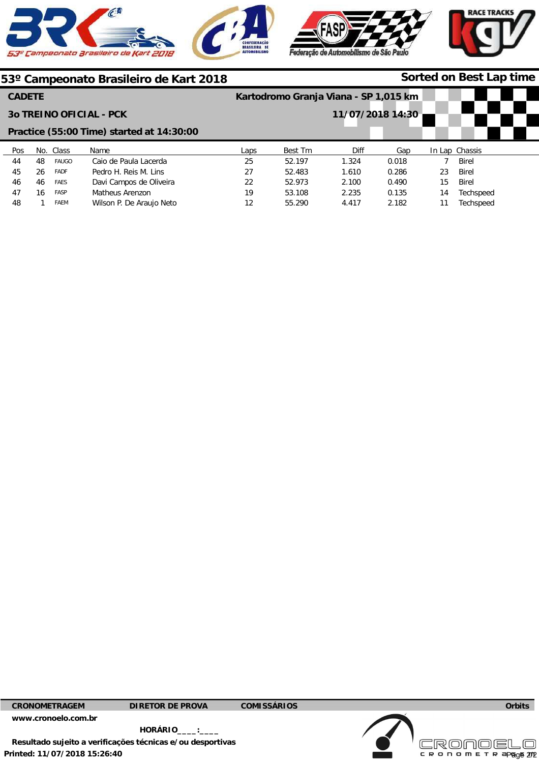## 53º Campeonato Brasileiro de Kart 2018

**Sorted on Best Lap time**

**CADETE** — **Kartodromo Granja Viana - SP 1,015 km**

**3o TREINO OFICIAL - PCK** — **11/07/2018 14:30**

**Practice (55:00 Time) started at 14:30:00**

| Pos | No. | Class | Name | Laps | Best Tm | Diff | Gap | In Lap | Chassis |
|---|---|---|---|---|---|---|---|---|---|
| 44 | 48 | FAUGO | Caio de Paula Lacerda | 25 | 52.197 | 1.324 | 0.018 | 7 | Birel |
| 45 | 26 | FADF | Pedro H. Reis M. Lins | 27 | 52.483 | 1.610 | 0.286 | 23 | Birel |
| 46 | 46 | FAES | Davi Campos de Oliveira | 22 | 52.973 | 2.100 | 0.490 | 15 | Birel |
| 47 | 16 | FASP | Matheus Arenzon | 19 | 53.108 | 2.235 | 0.135 | 14 | Techspeed |
| 48 | 1 | FAEM | Wilson P. De Araujo Neto | 12 | 55.290 | 4.417 | 2.182 | 11 | Techspeed |

**CRONOMETRAGEM** **DIRETOR DE PROVA** **COMISSÁRIOS** **Orbits**

www.cronoelo.com.br

**HORÁRIO____:____**

**Resultado sujeito a verificações técnicas e/ou desportivas**

**Printed: 11/07/2018 15:26:40**